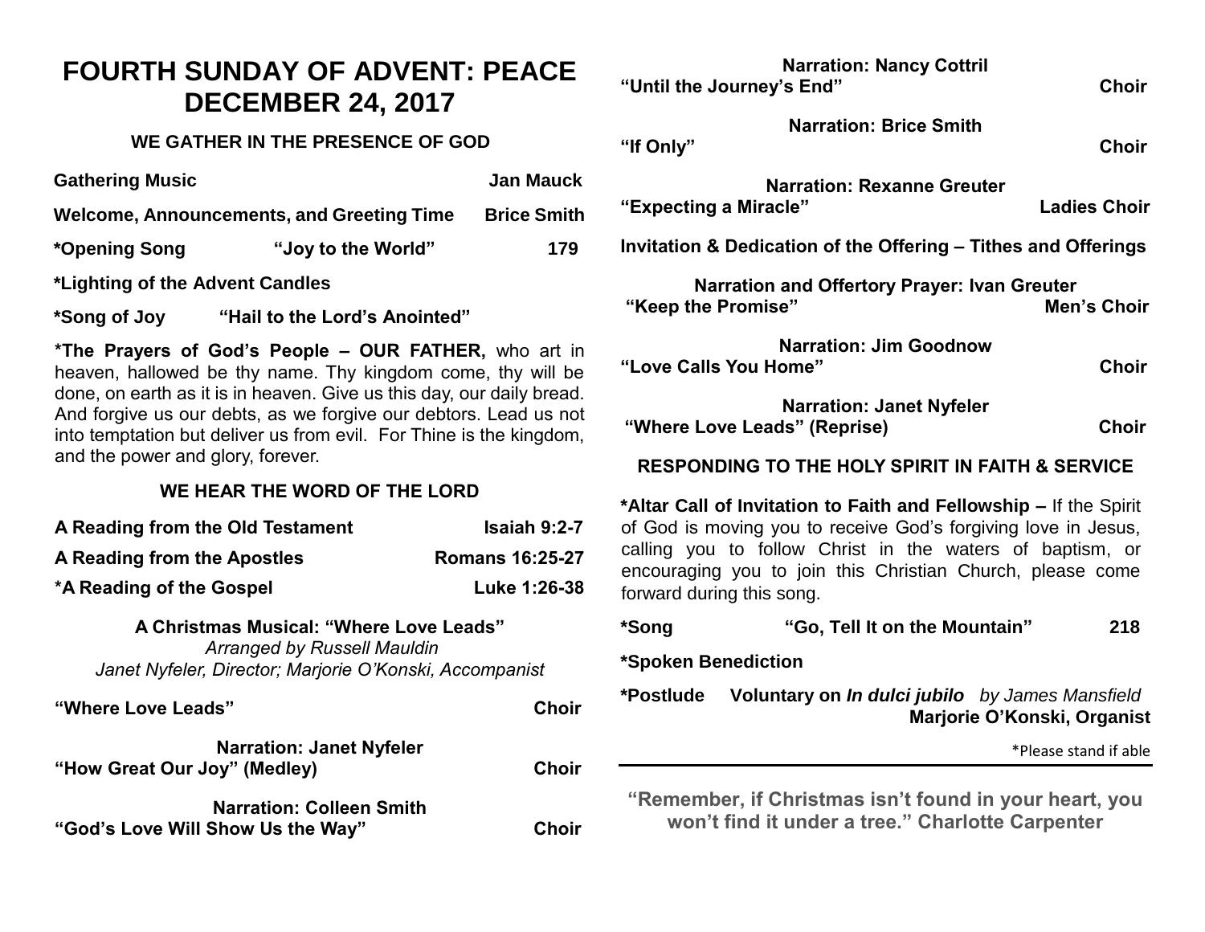# FOURTH SUNDAY OF ADVENT: PEACE
# DECEMBER 24, 2017

### WE GATHER IN THE PRESENCE OF GOD

**Gathering Music** — **Jan Mauck**

**Welcome, Announcements, and Greeting Time** — **Brice Smith**

**\*Opening Song** — **"Joy to the World"** — **179**

**\*Lighting of the Advent Candles**

**\*Song of Joy** — **"Hail to the Lord's Anointed"**

**\*The Prayers of God's People – OUR FATHER,** who art in heaven, hallowed be thy name. Thy kingdom come, thy will be done, on earth as it is in heaven. Give us this day, our daily bread. And forgive us our debts, as we forgive our debtors. Lead us not into temptation but deliver us from evil. For Thine is the kingdom, and the power and glory, forever.

### WE HEAR THE WORD OF THE LORD

**A Reading from the Old Testament** — **Isaiah 9:2-7**

**A Reading from the Apostles** — **Romans 16:25-27**

**\*A Reading of the Gospel** — **Luke 1:26-38**

**A Christmas Musical: "Where Love Leads"**
*Arranged by Russell Mauldin*
*Janet Nyfeler, Director; Marjorie O'Konski, Accompanist*

**"Where Love Leads"** — **Choir**

**Narration: Janet Nyfeler**
**"How Great Our Joy" (Medley)** — **Choir**

**Narration: Colleen Smith**
**"God's Love Will Show Us the Way"** — **Choir**

**Narration: Nancy Cottril**
**"Until the Journey's End"** — **Choir**

**Narration: Brice Smith**
**"If Only"** — **Choir**

**Narration: Rexanne Greuter**
**"Expecting a Miracle"** — **Ladies Choir**

**Invitation & Dedication of the Offering – Tithes and Offerings**

**Narration and Offertory Prayer: Ivan Greuter**
**"Keep the Promise"** — **Men's Choir**

**Narration: Jim Goodnow**
**"Love Calls You Home"** — **Choir**

**Narration: Janet Nyfeler**
**"Where Love Leads" (Reprise)** — **Choir**

### RESPONDING TO THE HOLY SPIRIT IN FAITH & SERVICE

**\*Altar Call of Invitation to Faith and Fellowship –** If the Spirit of God is moving you to receive God's forgiving love in Jesus, calling you to follow Christ in the waters of baptism, or encouraging you to join this Christian Church, please come forward during this song.

**\*Song** — **"Go, Tell It on the Mountain"** — **218**

**\*Spoken Benediction**

**\*Postlude** — **Voluntary on *In dulci jubilo*** *by James Mansfield*
**Marjorie O'Konski, Organist**

\*Please stand if able

---

**"Remember, if Christmas isn't found in your heart, you won't find it under a tree." Charlotte Carpenter**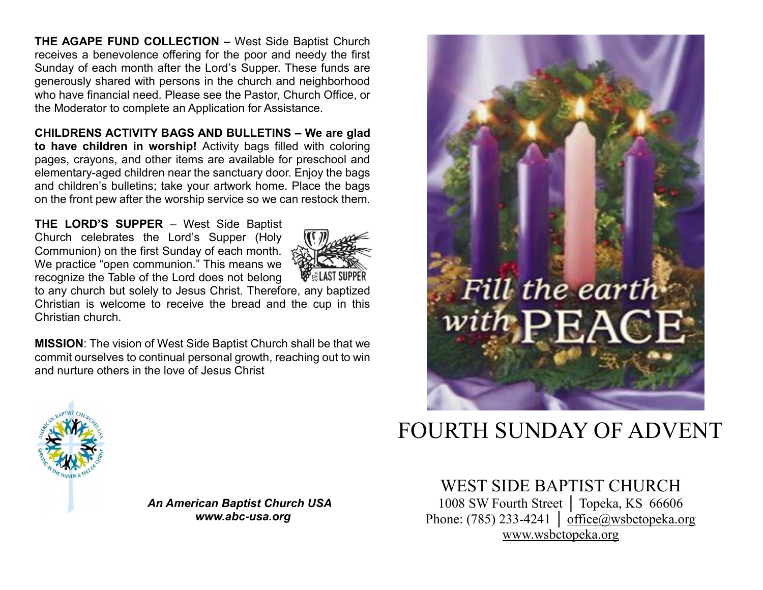**THE AGAPE FUND COLLECTION –** West Side Baptist Church receives a benevolence offering for the poor and needy the first Sunday of each month after the Lord's Supper. These funds are generously shared with persons in the church and neighborhood who have financial need. Please see the Pastor, Church Office, or the Moderator to complete an Application for Assistance.

**CHILDRENS ACTIVITY BAGS AND BULLETINS – We are glad to have children in worship!** Activity bags filled with coloring pages, crayons, and other items are available for preschool and elementary-aged children near the sanctuary door. Enjoy the bags and children's bulletins; take your artwork home. Place the bags on the front pew after the worship service so we can restock them.

**THE LORD'S SUPPER** – West Side Baptist Church celebrates the Lord's Supper (Holy Communion) on the first Sunday of each month. We practice "open communion." This means we recognize the Table of the Lord does not belong to any church but solely to Jesus Christ. Therefore, any baptized Christian is welcome to receive the bread and the cup in this Christian church.

**MISSION**: The vision of West Side Baptist Church shall be that we commit ourselves to continual personal growth, reaching out to win and nurture others in the love of Jesus Christ

***An American Baptist Church USA***
***www.abc-usa.org***

Fill the earth with PEACE

# FOURTH SUNDAY OF ADVENT

WEST SIDE BAPTIST CHURCH
1008 SW Fourth Street | Topeka, KS 66606
Phone: (785) 233-4241 | office@wsbctopeka.org
www.wsbctopeka.org